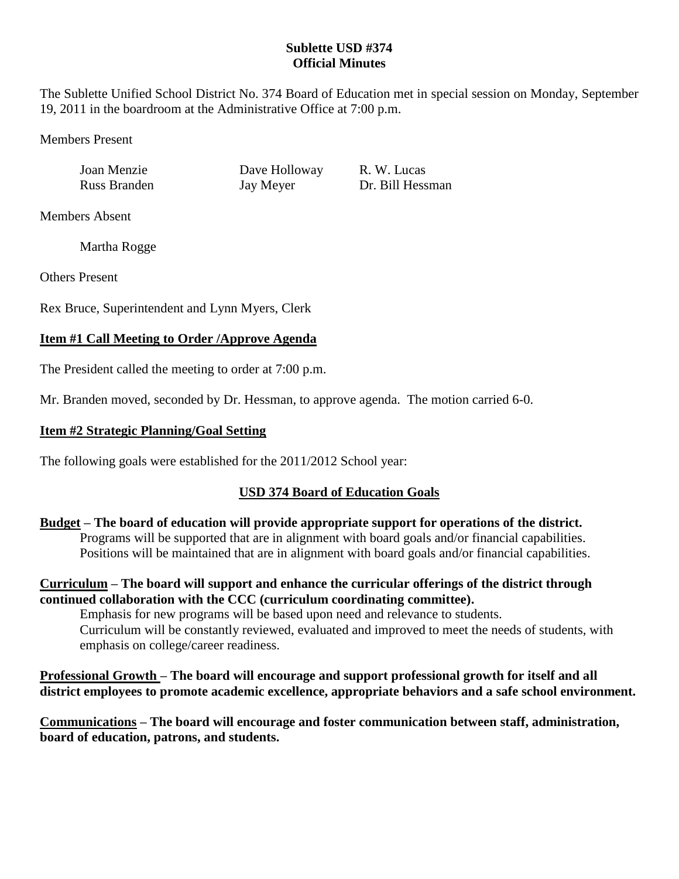# Sublette USD #374
## Official Minutes

The Sublette Unified School District No. 374 Board of Education met in special session on Monday, September 19, 2011 in the boardroom at the Administrative Office at 7:00 p.m.

Members Present

| | | |
|---|---|---|
| Joan Menzie | Dave Holloway | R. W. Lucas |
| Russ Branden | Jay Meyer | Dr. Bill Hessman |

Members Absent

Martha Rogge

Others Present

Rex Bruce, Superintendent and Lynn Myers, Clerk

### Item #1 Call Meeting to Order /Approve Agenda

The President called the meeting to order at 7:00 p.m.

Mr. Branden moved, seconded by Dr. Hessman, to approve agenda. The motion carried 6-0.

### Item #2 Strategic Planning/Goal Setting

The following goals were established for the 2011/2012 School year:

### USD 374 Board of Education Goals

**Budget – The board of education will provide appropriate support for operations of the district.**

Programs will be supported that are in alignment with board goals and/or financial capabilities.
Positions will be maintained that are in alignment with board goals and/or financial capabilities.

**Curriculum – The board will support and enhance the curricular offerings of the district through continued collaboration with the CCC (curriculum coordinating committee).**

Emphasis for new programs will be based upon need and relevance to students.
Curriculum will be constantly reviewed, evaluated and improved to meet the needs of students, with emphasis on college/career readiness.

**Professional Growth – The board will encourage and support professional growth for itself and all district employees to promote academic excellence, appropriate behaviors and a safe school environment.**

**Communications – The board will encourage and foster communication between staff, administration, board of education, patrons, and students.**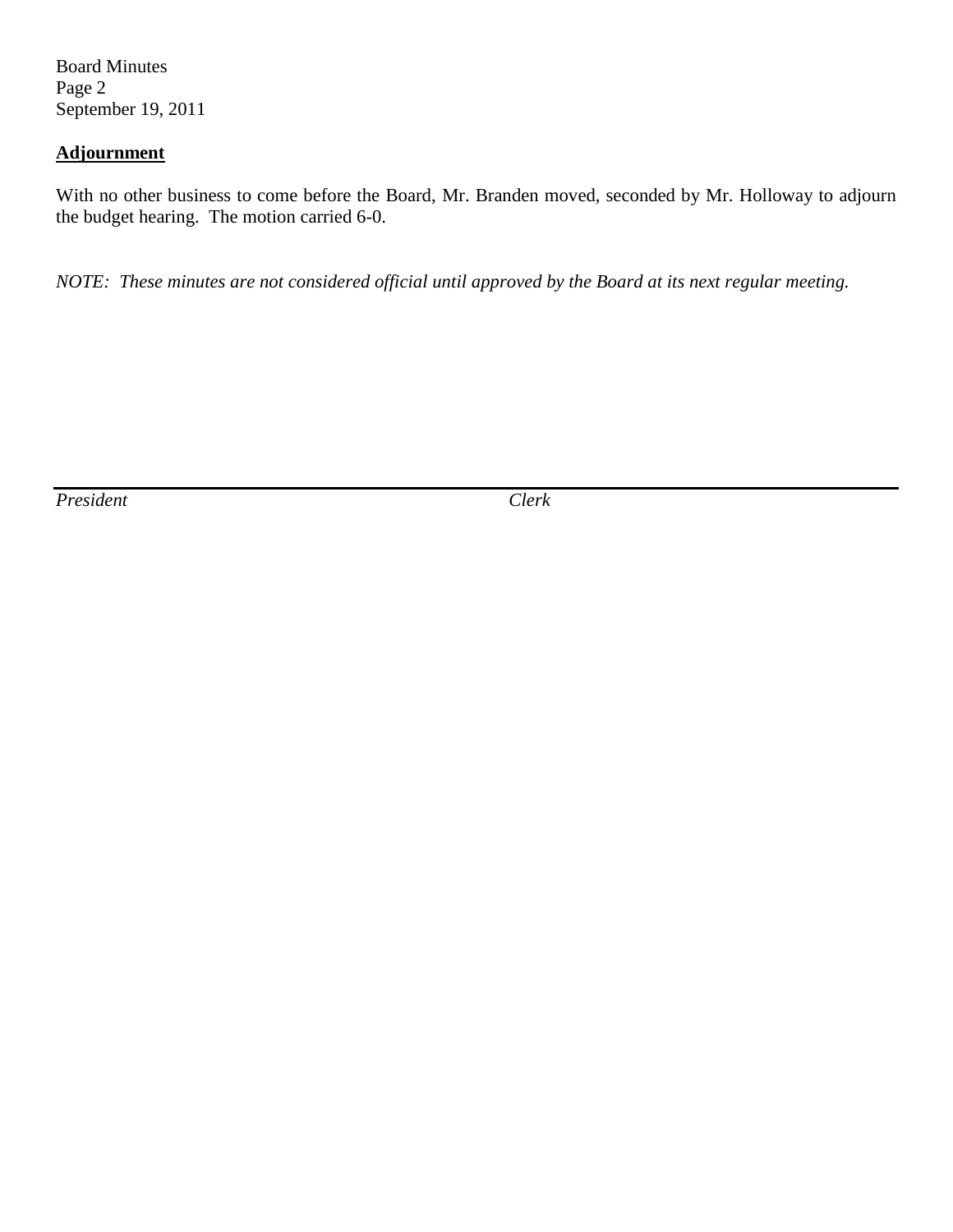## Adjournment

With no other business to come before the Board, Mr. Branden moved, seconded by Mr. Holloway to adjourn the budget hearing. The motion carried 6-0.

*NOTE: These minutes are not considered official until approved by the Board at its next regular meeting.*

*President* *Clerk*